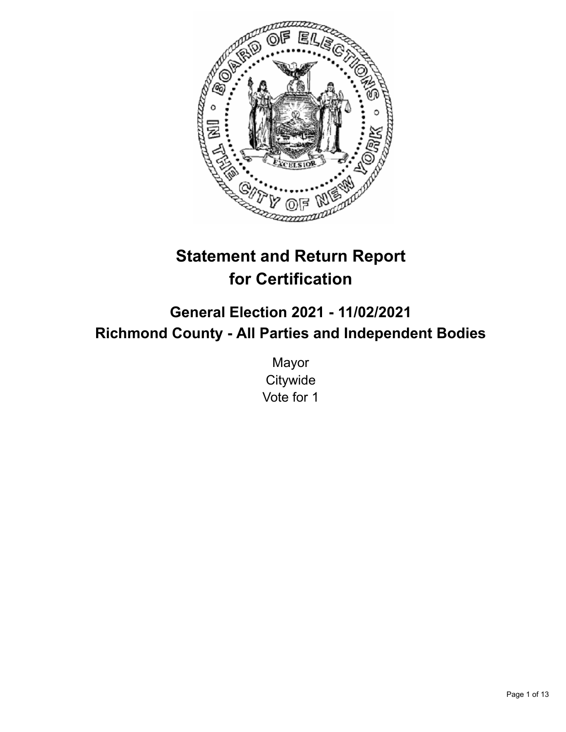# Statement and Return Report for Certification

## General Election 2021 - 11/02/2021
## Richmond County - All Parties and Independent Bodies

Mayor
Citywide
Vote for 1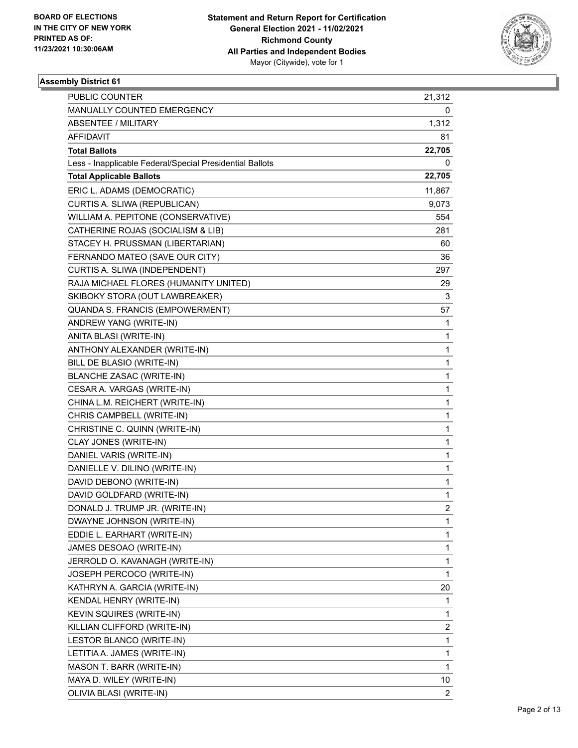BOARD OF ELECTIONS
IN THE CITY OF NEW YORK
PRINTED AS OF:
11/23/2021 10:30:06AM

**Statement and Return Report for Certification**
**General Election 2021 - 11/02/2021**
**Richmond County**
**All Parties and Independent Bodies**
Mayor (Citywide), vote for 1

## Assembly District 61

| | |
|---|---|
| PUBLIC COUNTER | 21,312 |
| MANUALLY COUNTED EMERGENCY | 0 |
| ABSENTEE / MILITARY | 1,312 |
| AFFIDAVIT | 81 |
| **Total Ballots** | **22,705** |
| Less - Inapplicable Federal/Special Presidential Ballots | 0 |
| **Total Applicable Ballots** | **22,705** |
| ERIC L. ADAMS (DEMOCRATIC) | 11,867 |
| CURTIS A. SLIWA (REPUBLICAN) | 9,073 |
| WILLIAM A. PEPITONE (CONSERVATIVE) | 554 |
| CATHERINE ROJAS (SOCIALISM & LIB) | 281 |
| STACEY H. PRUSSMAN (LIBERTARIAN) | 60 |
| FERNANDO MATEO (SAVE OUR CITY) | 36 |
| CURTIS A. SLIWA (INDEPENDENT) | 297 |
| RAJA MICHAEL FLORES (HUMANITY UNITED) | 29 |
| SKIBOKY STORA (OUT LAWBREAKER) | 3 |
| QUANDA S. FRANCIS (EMPOWERMENT) | 57 |
| ANDREW YANG (WRITE-IN) | 1 |
| ANITA BLASI (WRITE-IN) | 1 |
| ANTHONY ALEXANDER (WRITE-IN) | 1 |
| BILL DE BLASIO (WRITE-IN) | 1 |
| BLANCHE ZASAC (WRITE-IN) | 1 |
| CESAR A. VARGAS (WRITE-IN) | 1 |
| CHINA L.M. REICHERT (WRITE-IN) | 1 |
| CHRIS CAMPBELL (WRITE-IN) | 1 |
| CHRISTINE C. QUINN (WRITE-IN) | 1 |
| CLAY JONES (WRITE-IN) | 1 |
| DANIEL VARIS (WRITE-IN) | 1 |
| DANIELLE V. DILINO (WRITE-IN) | 1 |
| DAVID DEBONO (WRITE-IN) | 1 |
| DAVID GOLDFARD (WRITE-IN) | 1 |
| DONALD J. TRUMP JR. (WRITE-IN) | 2 |
| DWAYNE JOHNSON (WRITE-IN) | 1 |
| EDDIE L. EARHART (WRITE-IN) | 1 |
| JAMES DESOAO (WRITE-IN) | 1 |
| JERROLD O. KAVANAGH (WRITE-IN) | 1 |
| JOSEPH PERCOCO (WRITE-IN) | 1 |
| KATHRYN A. GARCIA (WRITE-IN) | 20 |
| KENDAL HENRY (WRITE-IN) | 1 |
| KEVIN SQUIRES (WRITE-IN) | 1 |
| KILLIAN CLIFFORD (WRITE-IN) | 2 |
| LESTOR BLANCO (WRITE-IN) | 1 |
| LETITIA A. JAMES (WRITE-IN) | 1 |
| MASON T. BARR (WRITE-IN) | 1 |
| MAYA D. WILEY (WRITE-IN) | 10 |
| OLIVIA BLASI (WRITE-IN) | 2 |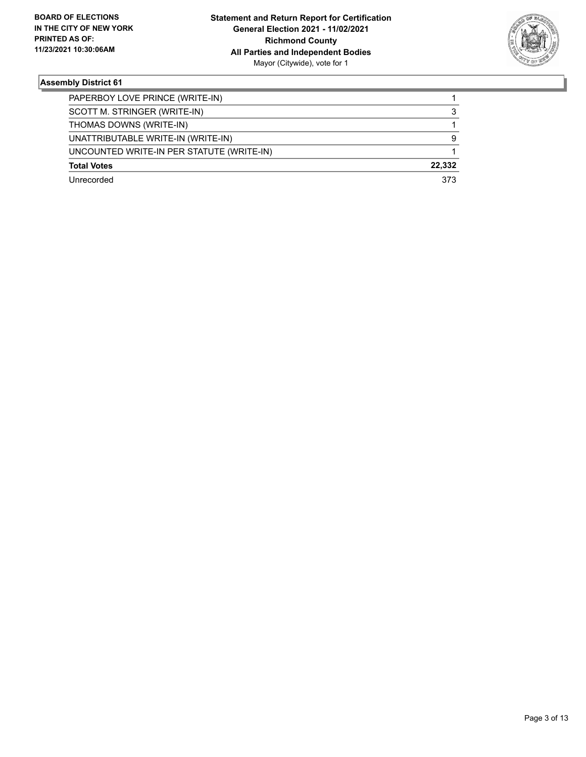**BOARD OF ELECTIONS IN THE CITY OF NEW YORK PRINTED AS OF: 11/23/2021 10:30:06AM**

**Statement and Return Report for Certification General Election 2021 - 11/02/2021 Richmond County All Parties and Independent Bodies**
Mayor (Citywide), vote for 1

### Assembly District 61

| | |
|---|---|
| PAPERBOY LOVE PRINCE (WRITE-IN) | 1 |
| SCOTT M. STRINGER (WRITE-IN) | 3 |
| THOMAS DOWNS (WRITE-IN) | 1 |
| UNATTRIBUTABLE WRITE-IN (WRITE-IN) | 9 |
| UNCOUNTED WRITE-IN PER STATUTE (WRITE-IN) | 1 |
| **Total Votes** | **22,332** |
| Unrecorded | 373 |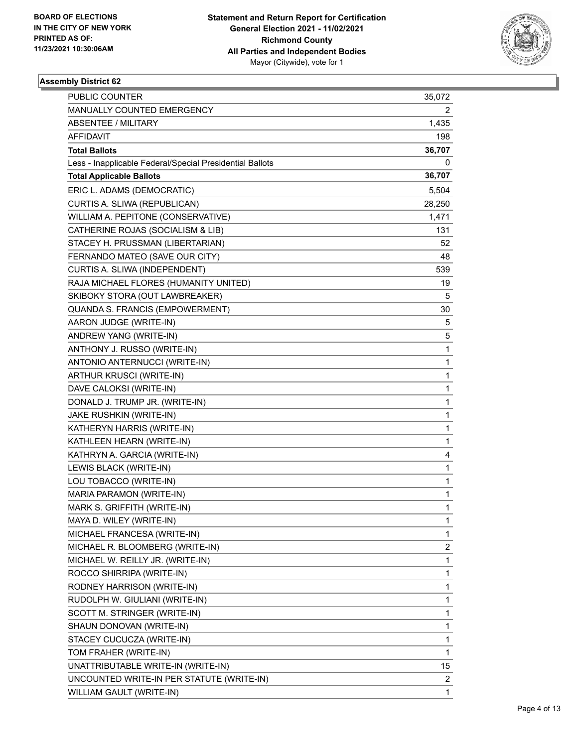BOARD OF ELECTIONS
IN THE CITY OF NEW YORK
PRINTED AS OF:
11/23/2021 10:30:06AM

**Statement and Return Report for Certification**
**General Election 2021 - 11/02/2021**
**Richmond County**
**All Parties and Independent Bodies**
Mayor (Citywide), vote for 1

### Assembly District 62

| | |
|---|---|
| PUBLIC COUNTER | 35,072 |
| MANUALLY COUNTED EMERGENCY | 2 |
| ABSENTEE / MILITARY | 1,435 |
| AFFIDAVIT | 198 |
| **Total Ballots** | **36,707** |
| Less - Inapplicable Federal/Special Presidential Ballots | 0 |
| **Total Applicable Ballots** | **36,707** |
| ERIC L. ADAMS (DEMOCRATIC) | 5,504 |
| CURTIS A. SLIWA (REPUBLICAN) | 28,250 |
| WILLIAM A. PEPITONE (CONSERVATIVE) | 1,471 |
| CATHERINE ROJAS (SOCIALISM & LIB) | 131 |
| STACEY H. PRUSSMAN (LIBERTARIAN) | 52 |
| FERNANDO MATEO (SAVE OUR CITY) | 48 |
| CURTIS A. SLIWA (INDEPENDENT) | 539 |
| RAJA MICHAEL FLORES (HUMANITY UNITED) | 19 |
| SKIBOKY STORA (OUT LAWBREAKER) | 5 |
| QUANDA S. FRANCIS (EMPOWERMENT) | 30 |
| AARON JUDGE (WRITE-IN) | 5 |
| ANDREW YANG (WRITE-IN) | 5 |
| ANTHONY J. RUSSO (WRITE-IN) | 1 |
| ANTONIO ANTERNUCCI (WRITE-IN) | 1 |
| ARTHUR KRUSCI (WRITE-IN) | 1 |
| DAVE CALOKSI (WRITE-IN) | 1 |
| DONALD J. TRUMP JR. (WRITE-IN) | 1 |
| JAKE RUSHKIN (WRITE-IN) | 1 |
| KATHERYN HARRIS (WRITE-IN) | 1 |
| KATHLEEN HEARN (WRITE-IN) | 1 |
| KATHRYN A. GARCIA (WRITE-IN) | 4 |
| LEWIS BLACK (WRITE-IN) | 1 |
| LOU TOBACCO (WRITE-IN) | 1 |
| MARIA PARAMON (WRITE-IN) | 1 |
| MARK S. GRIFFITH (WRITE-IN) | 1 |
| MAYA D. WILEY (WRITE-IN) | 1 |
| MICHAEL FRANCESA (WRITE-IN) | 1 |
| MICHAEL R. BLOOMBERG (WRITE-IN) | 2 |
| MICHAEL W. REILLY JR. (WRITE-IN) | 1 |
| ROCCO SHIRRIPA (WRITE-IN) | 1 |
| RODNEY HARRISON (WRITE-IN) | 1 |
| RUDOLPH W. GIULIANI (WRITE-IN) | 1 |
| SCOTT M. STRINGER (WRITE-IN) | 1 |
| SHAUN DONOVAN (WRITE-IN) | 1 |
| STACEY CUCUCZA (WRITE-IN) | 1 |
| TOM FRAHER (WRITE-IN) | 1 |
| UNATTRIBUTABLE WRITE-IN (WRITE-IN) | 15 |
| UNCOUNTED WRITE-IN PER STATUTE (WRITE-IN) | 2 |
| WILLIAM GAULT (WRITE-IN) | 1 |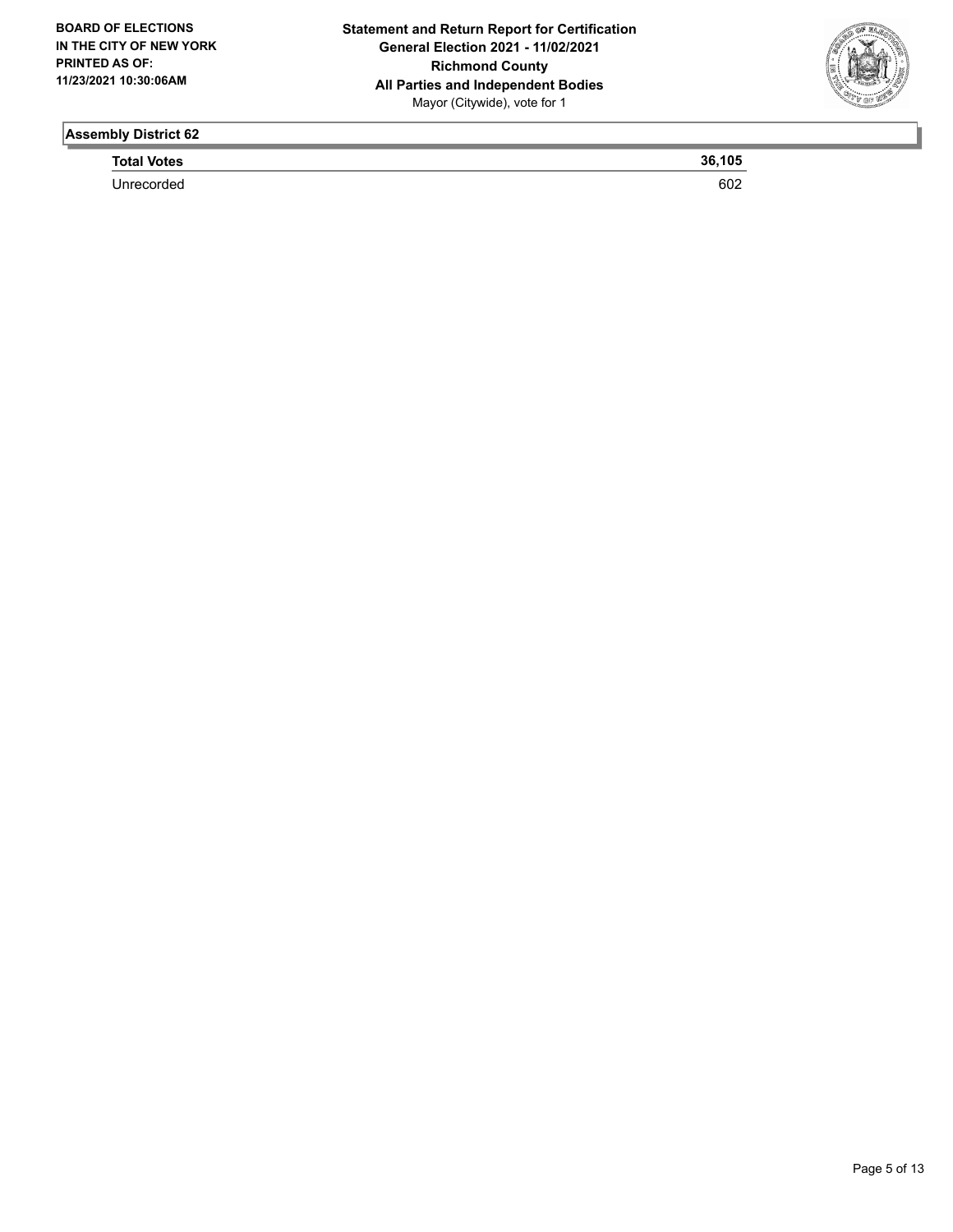**BOARD OF ELECTIONS IN THE CITY OF NEW YORK PRINTED AS OF: 11/23/2021 10:30:06AM**

**Statement and Return Report for Certification**
**General Election 2021 - 11/02/2021**
**Richmond County**
**All Parties and Independent Bodies**
Mayor (Citywide), vote for 1

## Assembly District 62

| | |
|---|---|
| **Total Votes** | **36,105** |
| Unrecorded | 602 |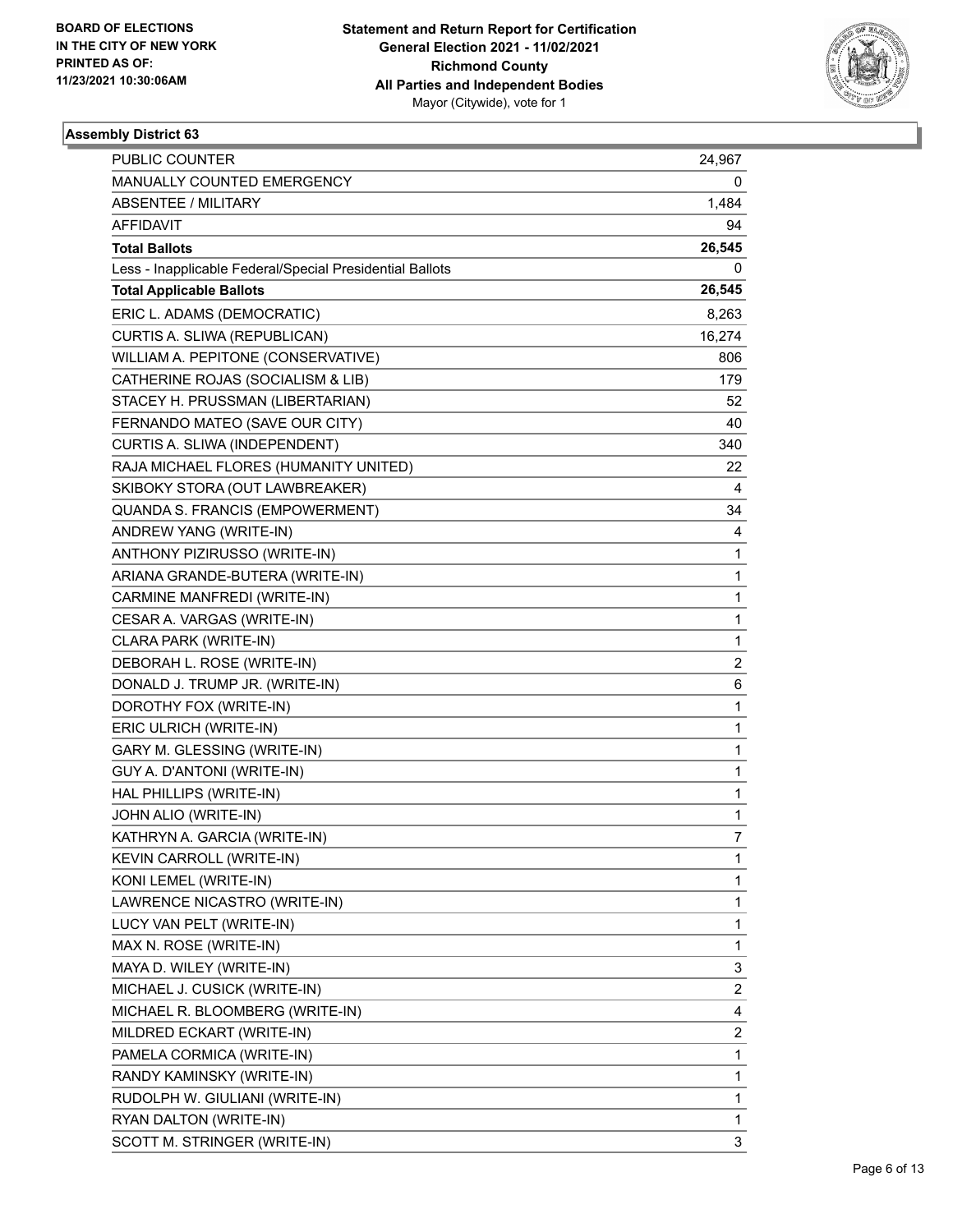**BOARD OF ELECTIONS IN THE CITY OF NEW YORK PRINTED AS OF: 11/23/2021 10:30:06AM**

**Statement and Return Report for Certification**
**General Election 2021 - 11/02/2021**
**Richmond County**
**All Parties and Independent Bodies**
Mayor (Citywide), vote for 1

### Assembly District 63

| | |
|---|---|
| PUBLIC COUNTER | 24,967 |
| MANUALLY COUNTED EMERGENCY | 0 |
| ABSENTEE / MILITARY | 1,484 |
| AFFIDAVIT | 94 |
| **Total Ballots** | **26,545** |
| Less - Inapplicable Federal/Special Presidential Ballots | 0 |
| **Total Applicable Ballots** | **26,545** |
| ERIC L. ADAMS (DEMOCRATIC) | 8,263 |
| CURTIS A. SLIWA (REPUBLICAN) | 16,274 |
| WILLIAM A. PEPITONE (CONSERVATIVE) | 806 |
| CATHERINE ROJAS (SOCIALISM & LIB) | 179 |
| STACEY H. PRUSSMAN (LIBERTARIAN) | 52 |
| FERNANDO MATEO (SAVE OUR CITY) | 40 |
| CURTIS A. SLIWA (INDEPENDENT) | 340 |
| RAJA MICHAEL FLORES (HUMANITY UNITED) | 22 |
| SKIBOKY STORA (OUT LAWBREAKER) | 4 |
| QUANDA S. FRANCIS (EMPOWERMENT) | 34 |
| ANDREW YANG (WRITE-IN) | 4 |
| ANTHONY PIZIRUSSO (WRITE-IN) | 1 |
| ARIANA GRANDE-BUTERA (WRITE-IN) | 1 |
| CARMINE MANFREDI (WRITE-IN) | 1 |
| CESAR A. VARGAS (WRITE-IN) | 1 |
| CLARA PARK (WRITE-IN) | 1 |
| DEBORAH L. ROSE (WRITE-IN) | 2 |
| DONALD J. TRUMP JR. (WRITE-IN) | 6 |
| DOROTHY FOX (WRITE-IN) | 1 |
| ERIC ULRICH (WRITE-IN) | 1 |
| GARY M. GLESSING (WRITE-IN) | 1 |
| GUY A. D'ANTONI (WRITE-IN) | 1 |
| HAL PHILLIPS (WRITE-IN) | 1 |
| JOHN ALIO (WRITE-IN) | 1 |
| KATHRYN A. GARCIA (WRITE-IN) | 7 |
| KEVIN CARROLL (WRITE-IN) | 1 |
| KONI LEMEL (WRITE-IN) | 1 |
| LAWRENCE NICASTRO (WRITE-IN) | 1 |
| LUCY VAN PELT (WRITE-IN) | 1 |
| MAX N. ROSE (WRITE-IN) | 1 |
| MAYA D. WILEY (WRITE-IN) | 3 |
| MICHAEL J. CUSICK (WRITE-IN) | 2 |
| MICHAEL R. BLOOMBERG (WRITE-IN) | 4 |
| MILDRED ECKART (WRITE-IN) | 2 |
| PAMELA CORMICA (WRITE-IN) | 1 |
| RANDY KAMINSKY (WRITE-IN) | 1 |
| RUDOLPH W. GIULIANI (WRITE-IN) | 1 |
| RYAN DALTON (WRITE-IN) | 1 |
| SCOTT M. STRINGER (WRITE-IN) | 3 |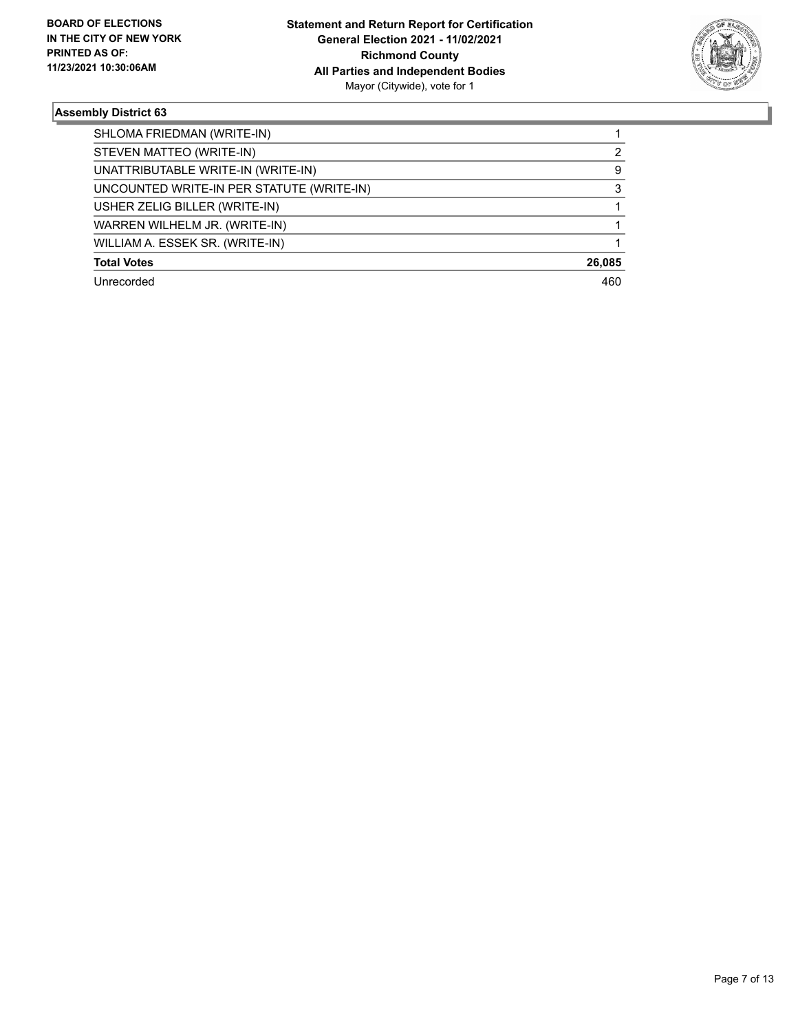BOARD OF ELECTIONS
IN THE CITY OF NEW YORK
PRINTED AS OF:
11/23/2021 10:30:06AM

**Statement and Return Report for Certification**
**General Election 2021 - 11/02/2021**
**Richmond County**
**All Parties and Independent Bodies**
Mayor (Citywide), vote for 1

### Assembly District 63

| | |
|---|---|
| SHLOMA FRIEDMAN (WRITE-IN) | 1 |
| STEVEN MATTEO (WRITE-IN) | 2 |
| UNATTRIBUTABLE WRITE-IN (WRITE-IN) | 9 |
| UNCOUNTED WRITE-IN PER STATUTE (WRITE-IN) | 3 |
| USHER ZELIG BILLER (WRITE-IN) | 1 |
| WARREN WILHELM JR. (WRITE-IN) | 1 |
| WILLIAM A. ESSEK SR. (WRITE-IN) | 1 |
| **Total Votes** | **26,085** |
| Unrecorded | 460 |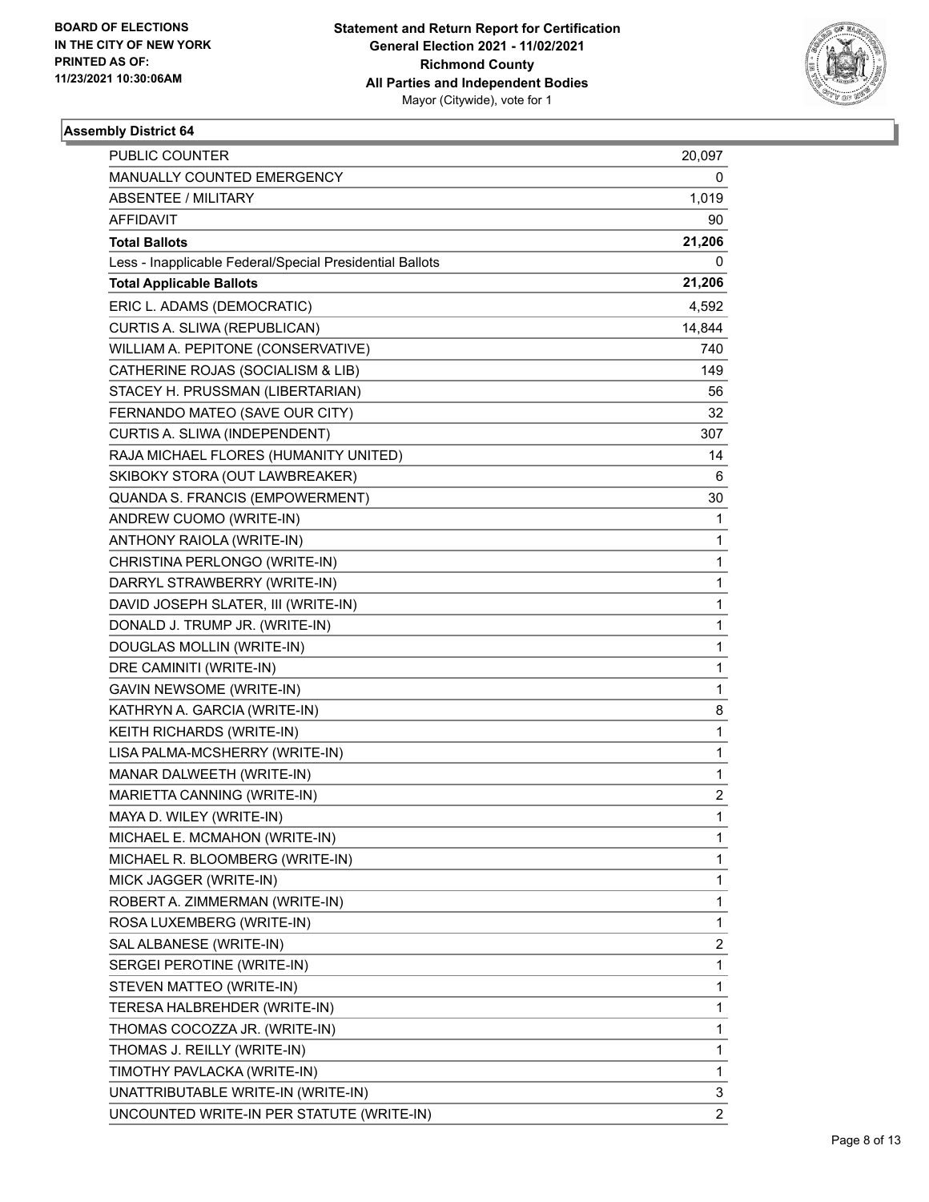**BOARD OF ELECTIONS IN THE CITY OF NEW YORK PRINTED AS OF: 11/23/2021 10:30:06AM**

**Statement and Return Report for Certification General Election 2021 - 11/02/2021 Richmond County All Parties and Independent Bodies**
Mayor (Citywide), vote for 1

### Assembly District 64

| | |
|---|---|
| PUBLIC COUNTER | 20,097 |
| MANUALLY COUNTED EMERGENCY | 0 |
| ABSENTEE / MILITARY | 1,019 |
| AFFIDAVIT | 90 |
| **Total Ballots** | **21,206** |
| Less - Inapplicable Federal/Special Presidential Ballots | 0 |
| **Total Applicable Ballots** | **21,206** |
| ERIC L. ADAMS (DEMOCRATIC) | 4,592 |
| CURTIS A. SLIWA (REPUBLICAN) | 14,844 |
| WILLIAM A. PEPITONE (CONSERVATIVE) | 740 |
| CATHERINE ROJAS (SOCIALISM & LIB) | 149 |
| STACEY H. PRUSSMAN (LIBERTARIAN) | 56 |
| FERNANDO MATEO (SAVE OUR CITY) | 32 |
| CURTIS A. SLIWA (INDEPENDENT) | 307 |
| RAJA MICHAEL FLORES (HUMANITY UNITED) | 14 |
| SKIBOKY STORA (OUT LAWBREAKER) | 6 |
| QUANDA S. FRANCIS (EMPOWERMENT) | 30 |
| ANDREW CUOMO (WRITE-IN) | 1 |
| ANTHONY RAIOLA (WRITE-IN) | 1 |
| CHRISTINA PERLONGO (WRITE-IN) | 1 |
| DARRYL STRAWBERRY (WRITE-IN) | 1 |
| DAVID JOSEPH SLATER, III (WRITE-IN) | 1 |
| DONALD J. TRUMP JR. (WRITE-IN) | 1 |
| DOUGLAS MOLLIN (WRITE-IN) | 1 |
| DRE CAMINITI (WRITE-IN) | 1 |
| GAVIN NEWSOME (WRITE-IN) | 1 |
| KATHRYN A. GARCIA (WRITE-IN) | 8 |
| KEITH RICHARDS (WRITE-IN) | 1 |
| LISA PALMA-MCSHERRY (WRITE-IN) | 1 |
| MANAR DALWEETH (WRITE-IN) | 1 |
| MARIETTA CANNING (WRITE-IN) | 2 |
| MAYA D. WILEY (WRITE-IN) | 1 |
| MICHAEL E. MCMAHON (WRITE-IN) | 1 |
| MICHAEL R. BLOOMBERG (WRITE-IN) | 1 |
| MICK JAGGER (WRITE-IN) | 1 |
| ROBERT A. ZIMMERMAN (WRITE-IN) | 1 |
| ROSA LUXEMBERG (WRITE-IN) | 1 |
| SAL ALBANESE (WRITE-IN) | 2 |
| SERGEI PEROTINE (WRITE-IN) | 1 |
| STEVEN MATTEO (WRITE-IN) | 1 |
| TERESA HALBREHDER (WRITE-IN) | 1 |
| THOMAS COCOZZA JR. (WRITE-IN) | 1 |
| THOMAS J. REILLY (WRITE-IN) | 1 |
| TIMOTHY PAVLACKA (WRITE-IN) | 1 |
| UNATTRIBUTABLE WRITE-IN (WRITE-IN) | 3 |
| UNCOUNTED WRITE-IN PER STATUTE (WRITE-IN) | 2 |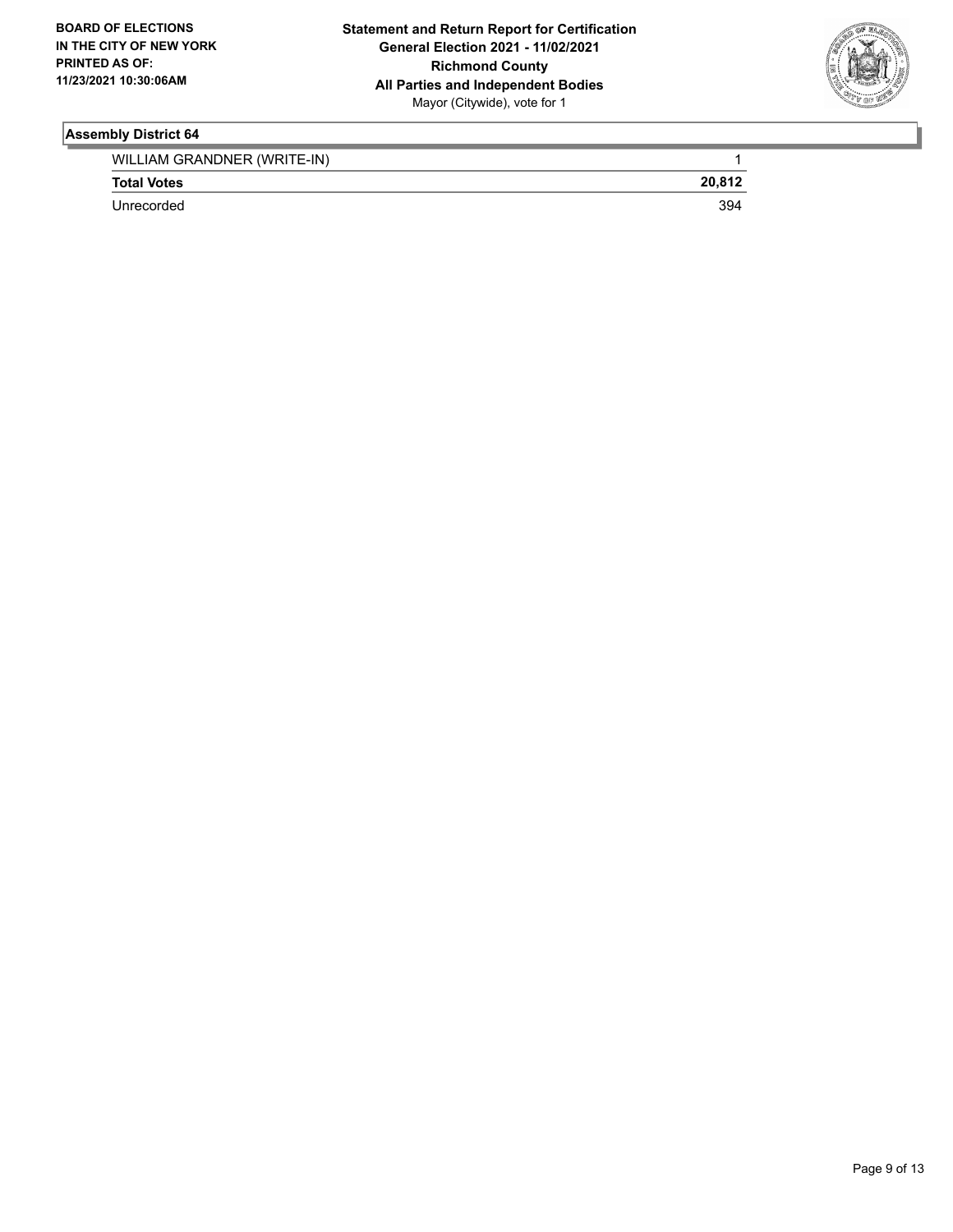## Assembly District 64

| | |
|---|---|
| WILLIAM GRANDNER (WRITE-IN) | 1 |
| **Total Votes** | **20,812** |
| Unrecorded | 394 |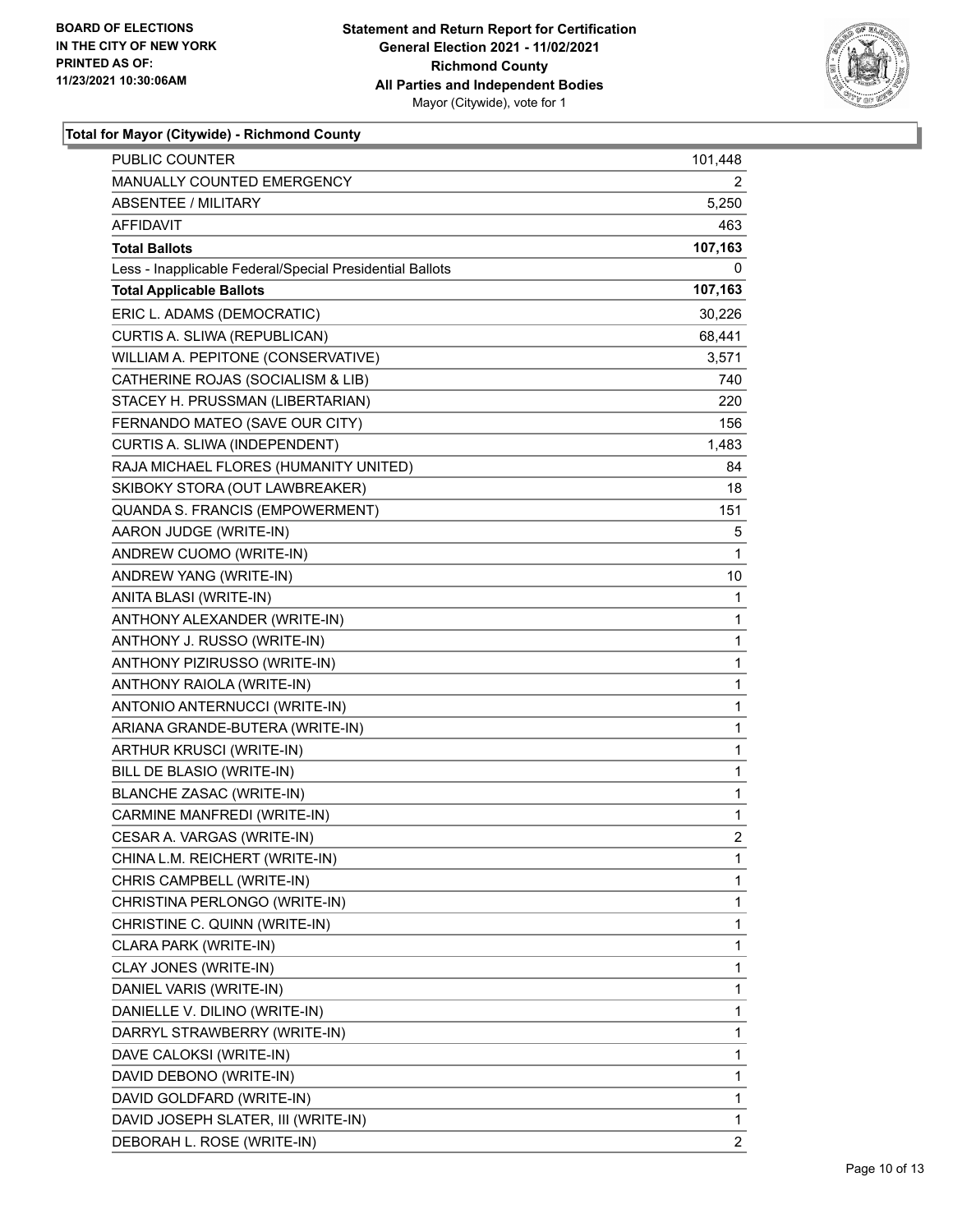BOARD OF ELECTIONS
IN THE CITY OF NEW YORK
PRINTED AS OF:
11/23/2021 10:30:06AM

**Statement and Return Report for Certification**
**General Election 2021 - 11/02/2021**
**Richmond County**
**All Parties and Independent Bodies**
Mayor (Citywide), vote for 1

### Total for Mayor (Citywide) - Richmond County

| | |
|---|---|
| PUBLIC COUNTER | 101,448 |
| MANUALLY COUNTED EMERGENCY | 2 |
| ABSENTEE / MILITARY | 5,250 |
| AFFIDAVIT | 463 |
| **Total Ballots** | **107,163** |
| Less - Inapplicable Federal/Special Presidential Ballots | 0 |
| **Total Applicable Ballots** | **107,163** |
| ERIC L. ADAMS (DEMOCRATIC) | 30,226 |
| CURTIS A. SLIWA (REPUBLICAN) | 68,441 |
| WILLIAM A. PEPITONE (CONSERVATIVE) | 3,571 |
| CATHERINE ROJAS (SOCIALISM & LIB) | 740 |
| STACEY H. PRUSSMAN (LIBERTARIAN) | 220 |
| FERNANDO MATEO (SAVE OUR CITY) | 156 |
| CURTIS A. SLIWA (INDEPENDENT) | 1,483 |
| RAJA MICHAEL FLORES (HUMANITY UNITED) | 84 |
| SKIBOKY STORA (OUT LAWBREAKER) | 18 |
| QUANDA S. FRANCIS (EMPOWERMENT) | 151 |
| AARON JUDGE (WRITE-IN) | 5 |
| ANDREW CUOMO (WRITE-IN) | 1 |
| ANDREW YANG (WRITE-IN) | 10 |
| ANITA BLASI (WRITE-IN) | 1 |
| ANTHONY ALEXANDER (WRITE-IN) | 1 |
| ANTHONY J. RUSSO (WRITE-IN) | 1 |
| ANTHONY PIZIRUSSO (WRITE-IN) | 1 |
| ANTHONY RAIOLA (WRITE-IN) | 1 |
| ANTONIO ANTERNUCCI (WRITE-IN) | 1 |
| ARIANA GRANDE-BUTERA (WRITE-IN) | 1 |
| ARTHUR KRUSCI (WRITE-IN) | 1 |
| BILL DE BLASIO (WRITE-IN) | 1 |
| BLANCHE ZASAC (WRITE-IN) | 1 |
| CARMINE MANFREDI (WRITE-IN) | 1 |
| CESAR A. VARGAS (WRITE-IN) | 2 |
| CHINA L.M. REICHERT (WRITE-IN) | 1 |
| CHRIS CAMPBELL (WRITE-IN) | 1 |
| CHRISTINA PERLONGO (WRITE-IN) | 1 |
| CHRISTINE C. QUINN (WRITE-IN) | 1 |
| CLARA PARK (WRITE-IN) | 1 |
| CLAY JONES (WRITE-IN) | 1 |
| DANIEL VARIS (WRITE-IN) | 1 |
| DANIELLE V. DILINO (WRITE-IN) | 1 |
| DARRYL STRAWBERRY (WRITE-IN) | 1 |
| DAVE CALOKSI (WRITE-IN) | 1 |
| DAVID DEBONO (WRITE-IN) | 1 |
| DAVID GOLDFARD (WRITE-IN) | 1 |
| DAVID JOSEPH SLATER, III (WRITE-IN) | 1 |
| DEBORAH L. ROSE (WRITE-IN) | 2 |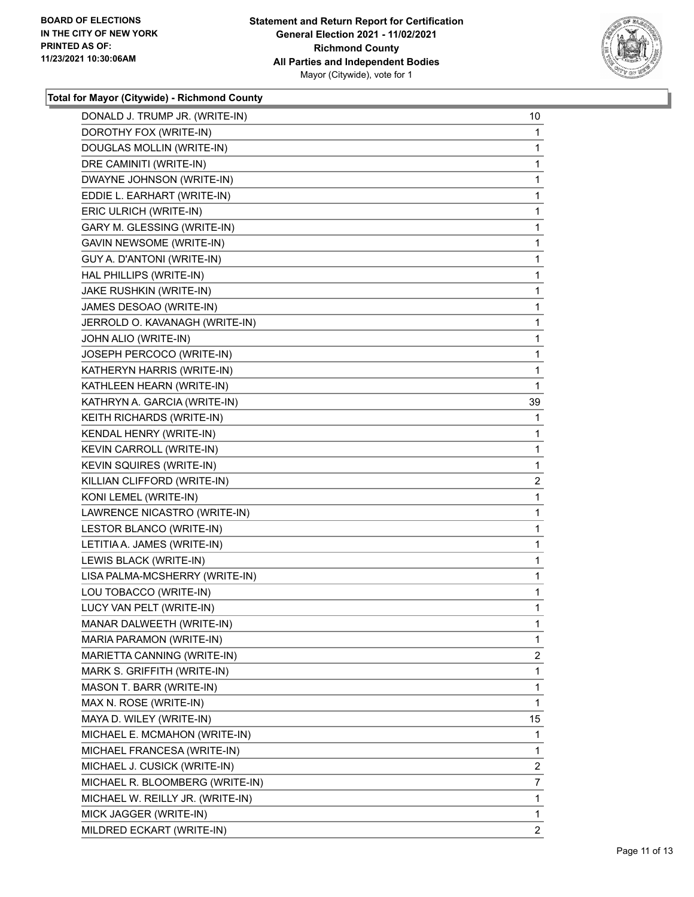**Statement and Return Report for Certification**
**General Election 2021 - 11/02/2021**
**Richmond County**
**All Parties and Independent Bodies**
Mayor (Citywide), vote for 1

BOARD OF ELECTIONS
IN THE CITY OF NEW YORK
PRINTED AS OF:
11/23/2021 10:30:06AM

### Total for Mayor (Citywide) - Richmond County

| Candidate | Votes |
|---|---|
| DONALD J. TRUMP JR. (WRITE-IN) | 10 |
| DOROTHY FOX (WRITE-IN) | 1 |
| DOUGLAS MOLLIN (WRITE-IN) | 1 |
| DRE CAMINITI (WRITE-IN) | 1 |
| DWAYNE JOHNSON (WRITE-IN) | 1 |
| EDDIE L. EARHART (WRITE-IN) | 1 |
| ERIC ULRICH (WRITE-IN) | 1 |
| GARY M. GLESSING (WRITE-IN) | 1 |
| GAVIN NEWSOME (WRITE-IN) | 1 |
| GUY A. D'ANTONI (WRITE-IN) | 1 |
| HAL PHILLIPS (WRITE-IN) | 1 |
| JAKE RUSHKIN (WRITE-IN) | 1 |
| JAMES DESOAO (WRITE-IN) | 1 |
| JERROLD O. KAVANAGH (WRITE-IN) | 1 |
| JOHN ALIO (WRITE-IN) | 1 |
| JOSEPH PERCOCO (WRITE-IN) | 1 |
| KATHERYN HARRIS (WRITE-IN) | 1 |
| KATHLEEN HEARN (WRITE-IN) | 1 |
| KATHRYN A. GARCIA (WRITE-IN) | 39 |
| KEITH RICHARDS (WRITE-IN) | 1 |
| KENDAL HENRY (WRITE-IN) | 1 |
| KEVIN CARROLL (WRITE-IN) | 1 |
| KEVIN SQUIRES (WRITE-IN) | 1 |
| KILLIAN CLIFFORD (WRITE-IN) | 2 |
| KONI LEMEL (WRITE-IN) | 1 |
| LAWRENCE NICASTRO (WRITE-IN) | 1 |
| LESTOR BLANCO (WRITE-IN) | 1 |
| LETITIA A. JAMES (WRITE-IN) | 1 |
| LEWIS BLACK (WRITE-IN) | 1 |
| LISA PALMA-MCSHERRY (WRITE-IN) | 1 |
| LOU TOBACCO (WRITE-IN) | 1 |
| LUCY VAN PELT (WRITE-IN) | 1 |
| MANAR DALWEETH (WRITE-IN) | 1 |
| MARIA PARAMON (WRITE-IN) | 1 |
| MARIETTA CANNING (WRITE-IN) | 2 |
| MARK S. GRIFFITH (WRITE-IN) | 1 |
| MASON T. BARR (WRITE-IN) | 1 |
| MAX N. ROSE (WRITE-IN) | 1 |
| MAYA D. WILEY (WRITE-IN) | 15 |
| MICHAEL E. MCMAHON (WRITE-IN) | 1 |
| MICHAEL FRANCESA (WRITE-IN) | 1 |
| MICHAEL J. CUSICK (WRITE-IN) | 2 |
| MICHAEL R. BLOOMBERG (WRITE-IN) | 7 |
| MICHAEL W. REILLY JR. (WRITE-IN) | 1 |
| MICK JAGGER (WRITE-IN) | 1 |
| MILDRED ECKART (WRITE-IN) | 2 |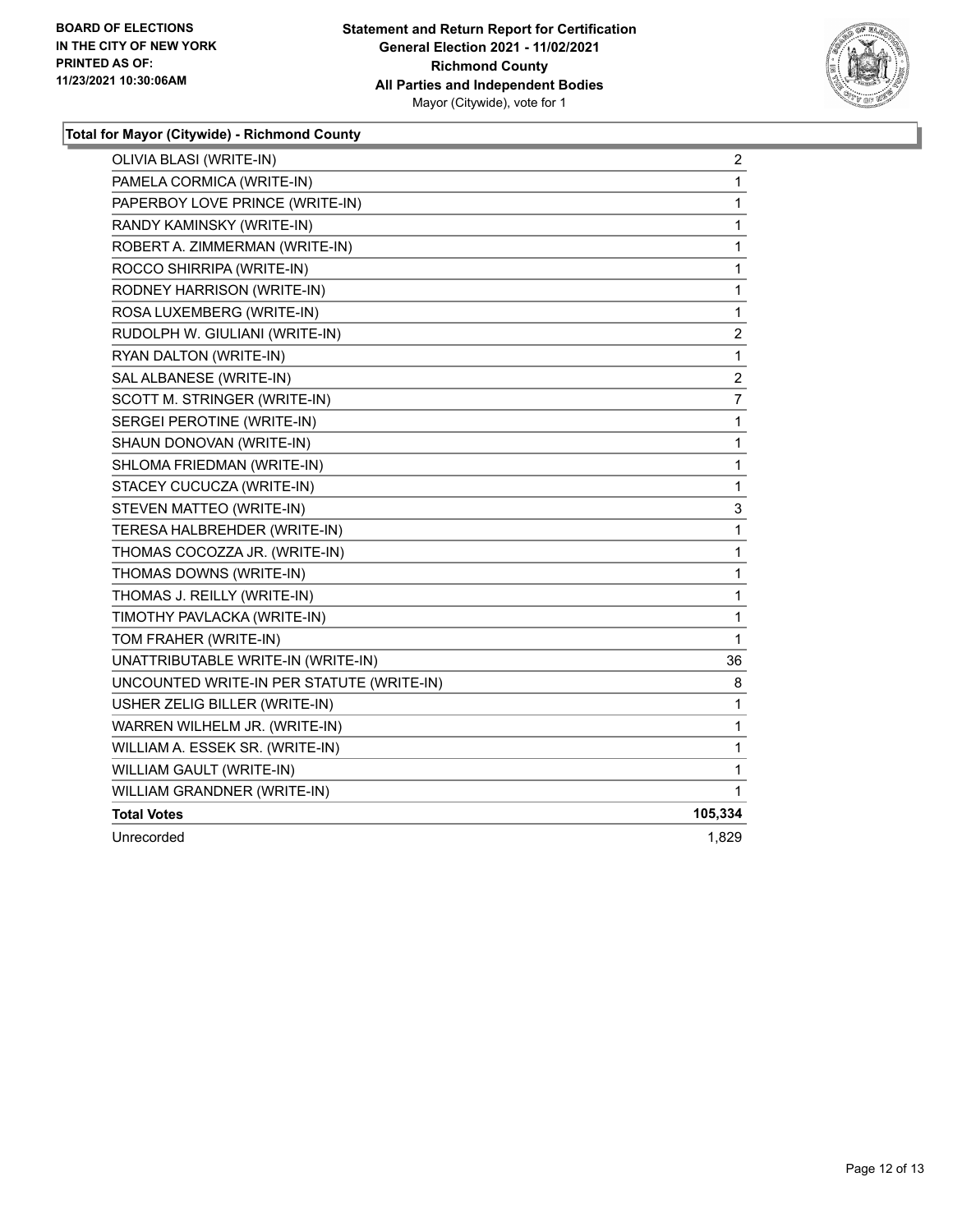**BOARD OF ELECTIONS IN THE CITY OF NEW YORK PRINTED AS OF: 11/23/2021 10:30:06AM**

**Statement and Return Report for Certification General Election 2021 - 11/02/2021 Richmond County All Parties and Independent Bodies**
Mayor (Citywide), vote for 1

**Total for Mayor (Citywide) - Richmond County**

| Candidate | Votes |
|---|---|
| OLIVIA BLASI (WRITE-IN) | 2 |
| PAMELA CORMICA (WRITE-IN) | 1 |
| PAPERBOY LOVE PRINCE (WRITE-IN) | 1 |
| RANDY KAMINSKY (WRITE-IN) | 1 |
| ROBERT A. ZIMMERMAN (WRITE-IN) | 1 |
| ROCCO SHIRRIPA (WRITE-IN) | 1 |
| RODNEY HARRISON (WRITE-IN) | 1 |
| ROSA LUXEMBERG (WRITE-IN) | 1 |
| RUDOLPH W. GIULIANI (WRITE-IN) | 2 |
| RYAN DALTON (WRITE-IN) | 1 |
| SAL ALBANESE (WRITE-IN) | 2 |
| SCOTT M. STRINGER (WRITE-IN) | 7 |
| SERGEI PEROTINE (WRITE-IN) | 1 |
| SHAUN DONOVAN (WRITE-IN) | 1 |
| SHLOMA FRIEDMAN (WRITE-IN) | 1 |
| STACEY CUCUCZA (WRITE-IN) | 1 |
| STEVEN MATTEO (WRITE-IN) | 3 |
| TERESA HALBREHDER (WRITE-IN) | 1 |
| THOMAS COCOZZA JR. (WRITE-IN) | 1 |
| THOMAS DOWNS (WRITE-IN) | 1 |
| THOMAS J. REILLY (WRITE-IN) | 1 |
| TIMOTHY PAVLACKA (WRITE-IN) | 1 |
| TOM FRAHER (WRITE-IN) | 1 |
| UNATTRIBUTABLE WRITE-IN (WRITE-IN) | 36 |
| UNCOUNTED WRITE-IN PER STATUTE (WRITE-IN) | 8 |
| USHER ZELIG BILLER (WRITE-IN) | 1 |
| WARREN WILHELM JR. (WRITE-IN) | 1 |
| WILLIAM A. ESSEK SR. (WRITE-IN) | 1 |
| WILLIAM GAULT (WRITE-IN) | 1 |
| WILLIAM GRANDNER (WRITE-IN) | 1 |
| **Total Votes** | **105,334** |
| Unrecorded | 1,829 |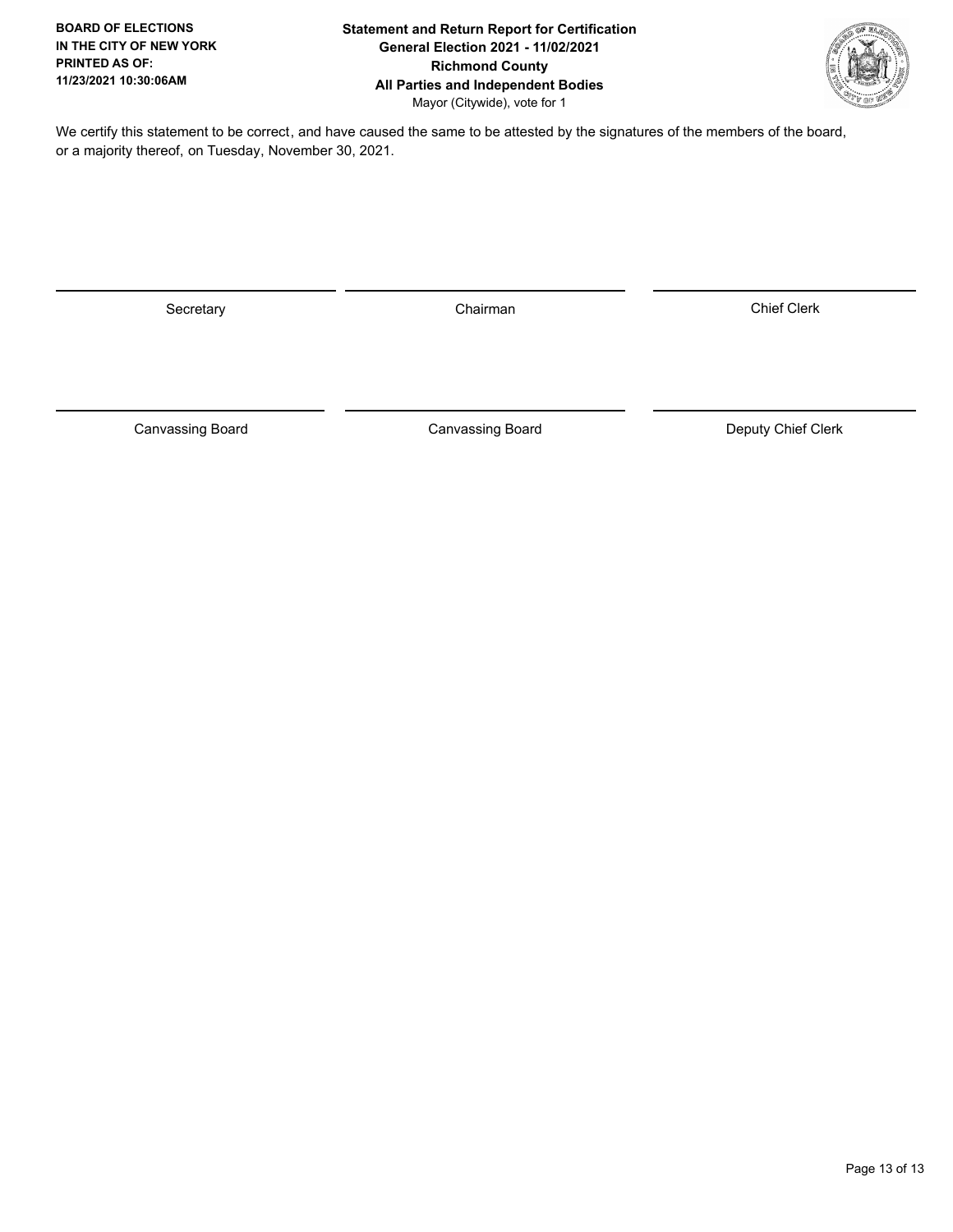**BOARD OF ELECTIONS**
**IN THE CITY OF NEW YORK**
**PRINTED AS OF:**
**11/23/2021 10:30:06AM**

**Statement and Return Report for Certification**
**General Election 2021 - 11/02/2021**
**Richmond County**
**All Parties and Independent Bodies**
Mayor (Citywide), vote for 1

We certify this statement to be correct, and have caused the same to be attested by the signatures of the members of the board, or a majority thereof, on Tuesday, November 30, 2021.

| | | |
|---|---|---|
| Secretary | Chairman | Chief Clerk |
| Canvassing Board | Canvassing Board | Deputy Chief Clerk |